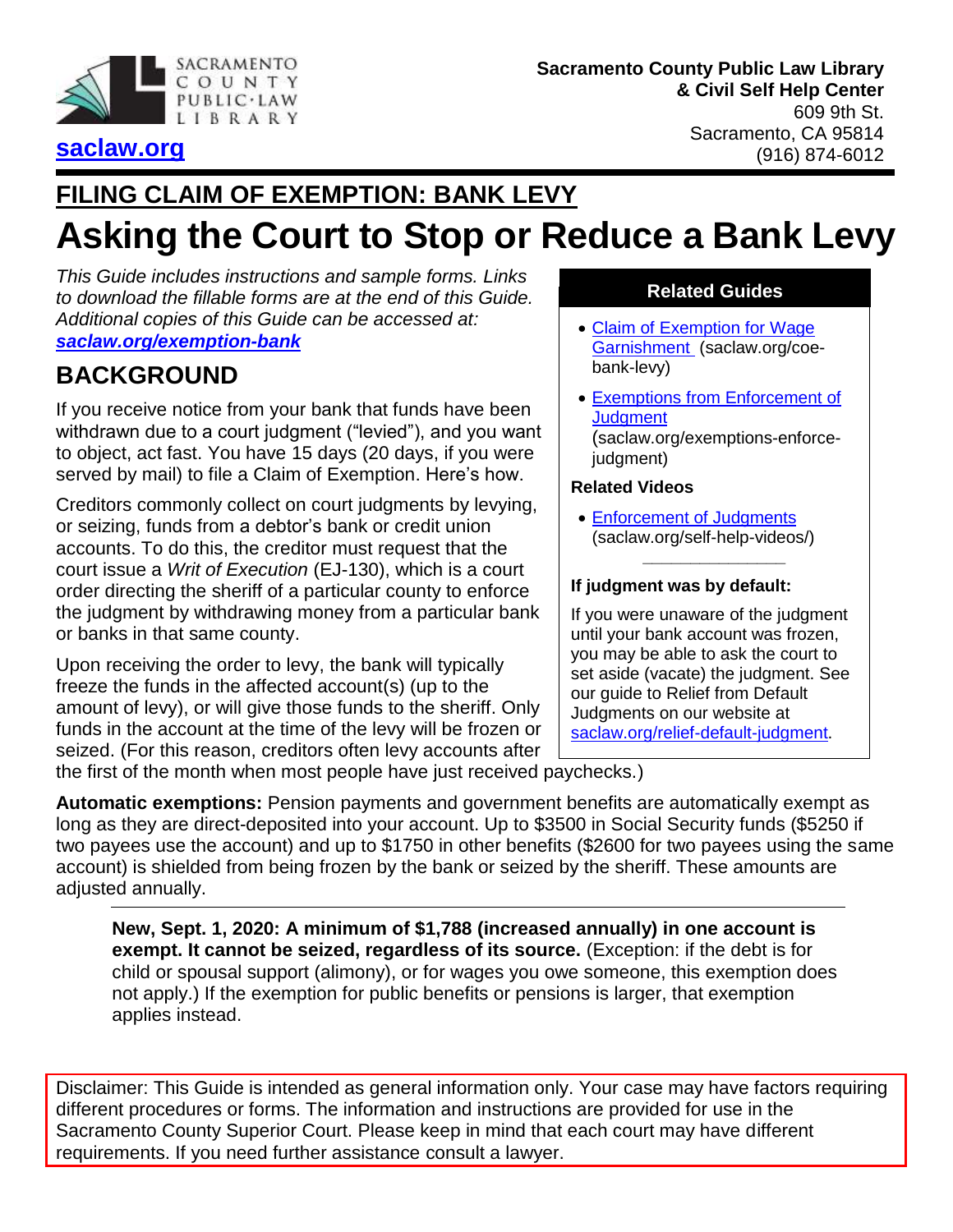SACRAMENTO COUNTY PUBLIC·LAW LIBRARY

[saclaw.org](saclaw.org)

**Sacramento County Public Law Library**
**& Civil Self Help Center**
609 9th St.
Sacramento, CA 95814
(916) 874-6012

## FILING CLAIM OF EXEMPTION: BANK LEVY

# Asking the Court to Stop or Reduce a Bank Levy

*This Guide includes instructions and sample forms. Links to download the fillable forms are at the end of this Guide. Additional copies of this Guide can be accessed at:* ***saclaw.org/exemption-bank***

## BACKGROUND

If you receive notice from your bank that funds have been withdrawn due to a court judgment ("levied"), and you want to object, act fast. You have 15 days (20 days, if you were served by mail) to file a Claim of Exemption. Here's how.

Creditors commonly collect on court judgments by levying, or seizing, funds from a debtor's bank or credit union accounts. To do this, the creditor must request that the court issue a *Writ of Execution* (EJ-130), which is a court order directing the sheriff of a particular county to enforce the judgment by withdrawing money from a particular bank or banks in that same county.

Upon receiving the order to levy, the bank will typically freeze the funds in the affected account(s) (up to the amount of levy), or will give those funds to the sheriff. Only funds in the account at the time of the levy will be frozen or seized. (For this reason, creditors often levy accounts after the first of the month when most people have just received paychecks.)

**Related Guides**

- Claim of Exemption for Wage Garnishment (saclaw.org/coe-bank-levy)
- Exemptions from Enforcement of Judgment (saclaw.org/exemptions-enforce-judgment)

**Related Videos**

- Enforcement of Judgments (saclaw.org/self-help-videos/)

**If judgment was by default:**

If you were unaware of the judgment until your bank account was frozen, you may be able to ask the court to set aside (vacate) the judgment. See our guide to Relief from Default Judgments on our website at saclaw.org/relief-default-judgment.

**Automatic exemptions:** Pension payments and government benefits are automatically exempt as long as they are direct-deposited into your account. Up to $3500 in Social Security funds ($5250 if two payees use the account) and up to $1750 in other benefits ($2600 for two payees using the same account) is shielded from being frozen by the bank or seized by the sheriff. These amounts are adjusted annually.

**New, Sept. 1, 2020: A minimum of $1,788 (increased annually) in one account is exempt. It cannot be seized, regardless of its source.** (Exception: if the debt is for child or spousal support (alimony), or for wages you owe someone, this exemption does not apply.) If the exemption for public benefits or pensions is larger, that exemption applies instead.

Disclaimer: This Guide is intended as general information only. Your case may have factors requiring different procedures or forms. The information and instructions are provided for use in the Sacramento County Superior Court. Please keep in mind that each court may have different requirements. If you need further assistance consult a lawyer.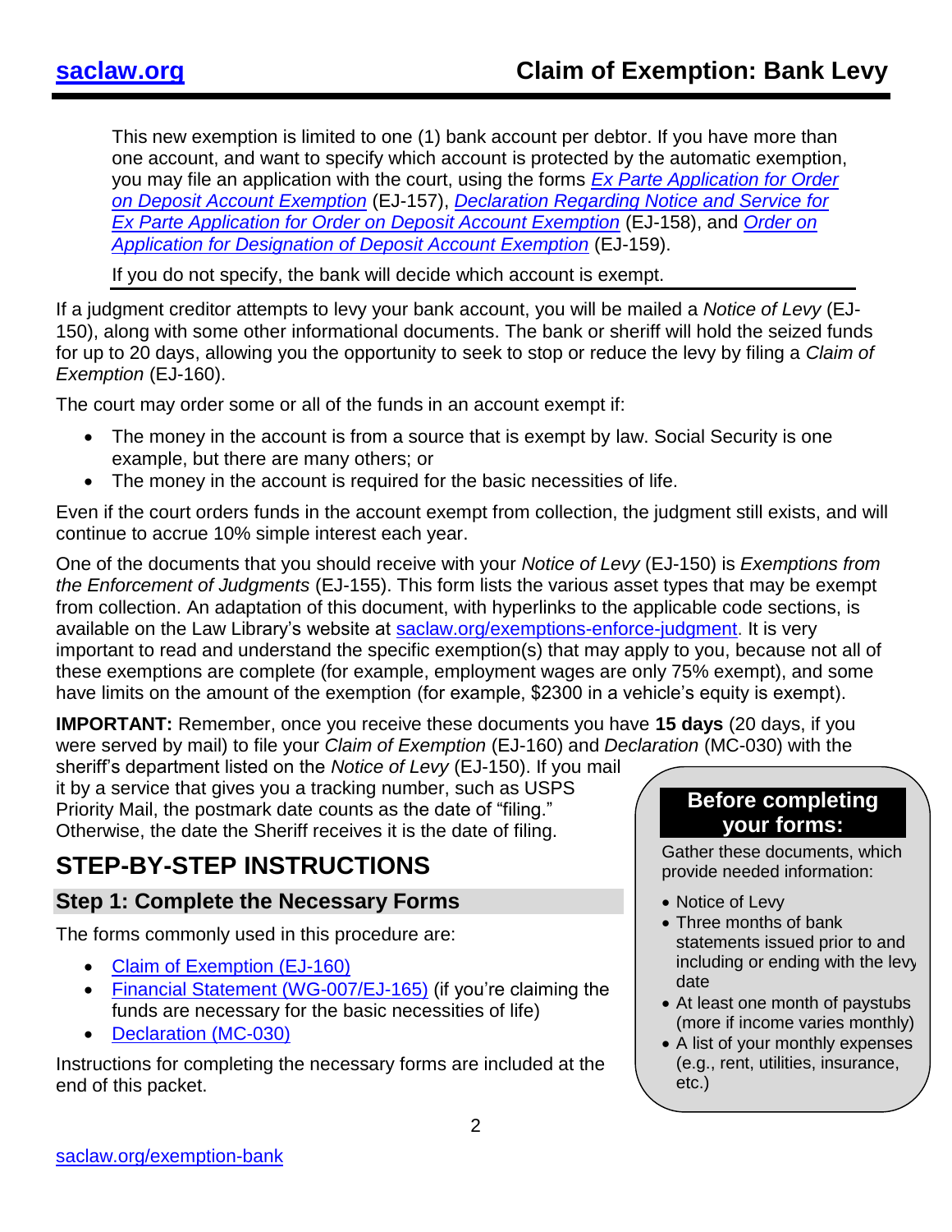This new exemption is limited to one (1) bank account per debtor. If you have more than one account, and want to specify which account is protected by the automatic exemption, you may file an application with the court, using the forms *[Ex Parte Application for Order on Deposit Account Exemption](#)* (EJ-157), *[Declaration Regarding Notice and Service for Ex Parte Application for Order on Deposit Account Exemption](#)* (EJ-158), and *[Order on Application for Designation of Deposit Account Exemption](#)* (EJ-159).

If you do not specify, the bank will decide which account is exempt.

If a judgment creditor attempts to levy your bank account, you will be mailed a *Notice of Levy* (EJ-150), along with some other informational documents. The bank or sheriff will hold the seized funds for up to 20 days, allowing you the opportunity to seek to stop or reduce the levy by filing a *Claim of Exemption* (EJ-160).

The court may order some or all of the funds in an account exempt if:

- The money in the account is from a source that is exempt by law. Social Security is one example, but there are many others; or
- The money in the account is required for the basic necessities of life.

Even if the court orders funds in the account exempt from collection, the judgment still exists, and will continue to accrue 10% simple interest each year.

One of the documents that you should receive with your *Notice of Levy* (EJ-150) is *Exemptions from the Enforcement of Judgments* (EJ-155). This form lists the various asset types that may be exempt from collection. An adaptation of this document, with hyperlinks to the applicable code sections, is available on the Law Library's website at saclaw.org/exemptions-enforce-judgment. It is very important to read and understand the specific exemption(s) that may apply to you, because not all of these exemptions are complete (for example, employment wages are only 75% exempt), and some have limits on the amount of the exemption (for example, $2300 in a vehicle's equity is exempt).

**IMPORTANT:** Remember, once you receive these documents you have **15 days** (20 days, if you were served by mail) to file your *Claim of Exemption* (EJ-160) and *Declaration* (MC-030) with the sheriff's department listed on the *Notice of Levy* (EJ-150). If you mail it by a service that gives you a tracking number, such as USPS Priority Mail, the postmark date counts as the date of "filing." Otherwise, the date the Sheriff receives it is the date of filing.

# STEP-BY-STEP INSTRUCTIONS

## Step 1: Complete the Necessary Forms

The forms commonly used in this procedure are:

- [Claim of Exemption (EJ-160)](#)
- [Financial Statement (WG-007/EJ-165)](#) (if you're claiming the funds are necessary for the basic necessities of life)
- [Declaration (MC-030)](#)

Instructions for completing the necessary forms are included at the end of this packet.

**Before completing your forms:**

Gather these documents, which provide needed information:

- Notice of Levy
- Three months of bank statements issued prior to and including or ending with the levy date
- At least one month of paystubs (more if income varies monthly)
- A list of your monthly expenses (e.g., rent, utilities, insurance, etc.)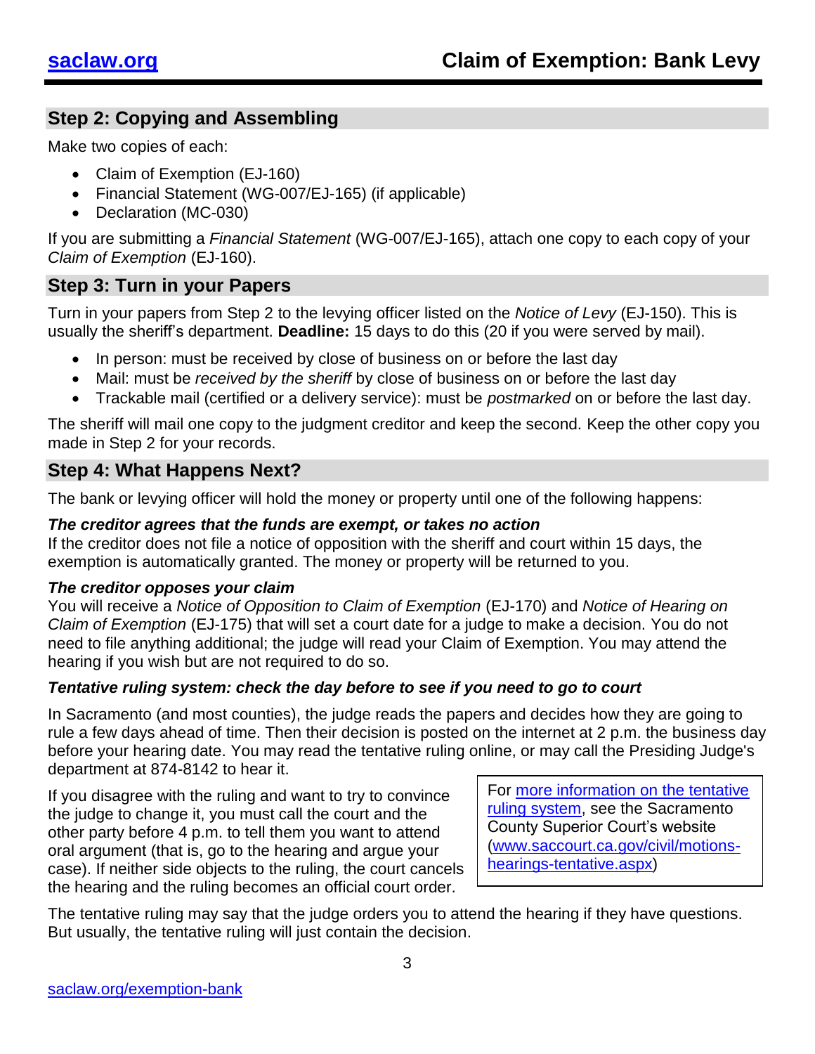## Step 2: Copying and Assembling

Make two copies of each:

- Claim of Exemption (EJ-160)
- Financial Statement (WG-007/EJ-165) (if applicable)
- Declaration (MC-030)

If you are submitting a *Financial Statement* (WG-007/EJ-165), attach one copy to each copy of your *Claim of Exemption* (EJ-160).

## Step 3: Turn in your Papers

Turn in your papers from Step 2 to the levying officer listed on the *Notice of Levy* (EJ-150). This is usually the sheriff's department. **Deadline:** 15 days to do this (20 if you were served by mail).

- In person: must be received by close of business on or before the last day
- Mail: must be *received by the sheriff* by close of business on or before the last day
- Trackable mail (certified or a delivery service): must be *postmarked* on or before the last day.

The sheriff will mail one copy to the judgment creditor and keep the second. Keep the other copy you made in Step 2 for your records.

## Step 4: What Happens Next?

The bank or levying officer will hold the money or property until one of the following happens:

***The creditor agrees that the funds are exempt, or takes no action***

If the creditor does not file a notice of opposition with the sheriff and court within 15 days, the exemption is automatically granted. The money or property will be returned to you.

***The creditor opposes your claim***

You will receive a *Notice of Opposition to Claim of Exemption* (EJ-170) and *Notice of Hearing on Claim of Exemption* (EJ-175) that will set a court date for a judge to make a decision. You do not need to file anything additional; the judge will read your Claim of Exemption. You may attend the hearing if you wish but are not required to do so.

***Tentative ruling system: check the day before to see if you need to go to court***

In Sacramento (and most counties), the judge reads the papers and decides how they are going to rule a few days ahead of time. Then their decision is posted on the internet at 2 p.m. the business day before your hearing date. You may read the tentative ruling online, or may call the Presiding Judge's department at 874-8142 to hear it.

If you disagree with the ruling and want to try to convince the judge to change it, you must call the court and the other party before 4 p.m. to tell them you want to attend oral argument (that is, go to the hearing and argue your case). If neither side objects to the ruling, the court cancels the hearing and the ruling becomes an official court order.

> For more information on the tentative ruling system, see the Sacramento County Superior Court's website (www.saccourt.ca.gov/civil/motions-hearings-tentative.aspx)

The tentative ruling may say that the judge orders you to attend the hearing if they have questions. But usually, the tentative ruling will just contain the decision.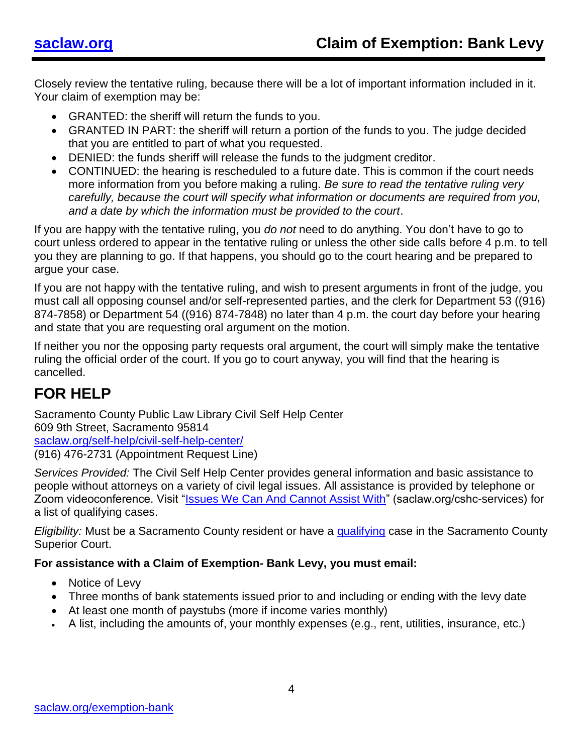Closely review the tentative ruling, because there will be a lot of important information included in it. Your claim of exemption may be:

- GRANTED: the sheriff will return the funds to you.
- GRANTED IN PART: the sheriff will return a portion of the funds to you. The judge decided that you are entitled to part of what you requested.
- DENIED: the funds sheriff will release the funds to the judgment creditor.
- CONTINUED: the hearing is rescheduled to a future date. This is common if the court needs more information from you before making a ruling. *Be sure to read the tentative ruling very carefully, because the court will specify what information or documents are required from you, and a date by which the information must be provided to the court*.

If you are happy with the tentative ruling, you *do not* need to do anything. You don't have to go to court unless ordered to appear in the tentative ruling or unless the other side calls before 4 p.m. to tell you they are planning to go. If that happens, you should go to the court hearing and be prepared to argue your case.

If you are not happy with the tentative ruling, and wish to present arguments in front of the judge, you must call all opposing counsel and/or self-represented parties, and the clerk for Department 53 ((916) 874-7858) or Department 54 ((916) 874-7848) no later than 4 p.m. the court day before your hearing and state that you are requesting oral argument on the motion.

If neither you nor the opposing party requests oral argument, the court will simply make the tentative ruling the official order of the court. If you go to court anyway, you will find that the hearing is cancelled.

## FOR HELP

Sacramento County Public Law Library Civil Self Help Center
609 9th Street, Sacramento 95814
saclaw.org/self-help/civil-self-help-center/
(916) 476-2731 (Appointment Request Line)

*Services Provided:* The Civil Self Help Center provides general information and basic assistance to people without attorneys on a variety of civil legal issues. All assistance is provided by telephone or Zoom videoconference. Visit "Issues We Can And Cannot Assist With" (saclaw.org/cshc-services) for a list of qualifying cases.

*Eligibility:* Must be a Sacramento County resident or have a qualifying case in the Sacramento County Superior Court.

**For assistance with a Claim of Exemption- Bank Levy, you must email:**

- Notice of Levy
- Three months of bank statements issued prior to and including or ending with the levy date
- At least one month of paystubs (more if income varies monthly)
- A list, including the amounts of, your monthly expenses (e.g., rent, utilities, insurance, etc.)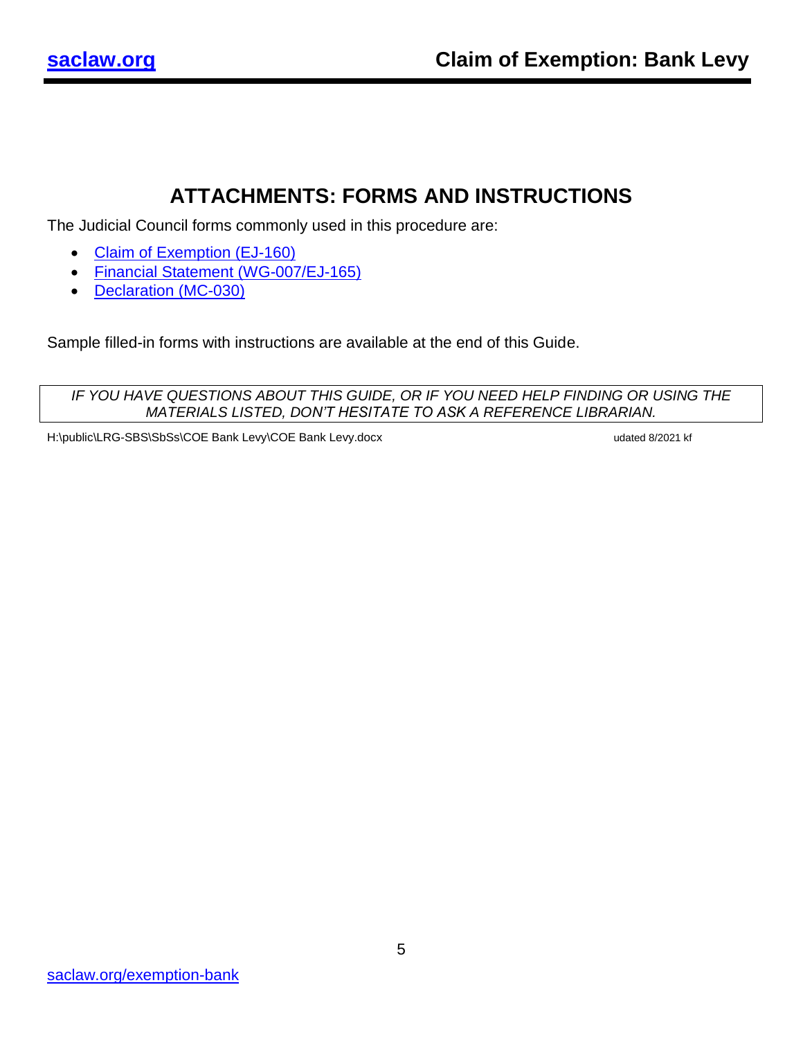# ATTACHMENTS: FORMS AND INSTRUCTIONS

The Judicial Council forms commonly used in this procedure are:

- Claim of Exemption (EJ-160)
- Financial Statement (WG-007/EJ-165)
- Declaration (MC-030)

Sample filled-in forms with instructions are available at the end of this Guide.

*IF YOU HAVE QUESTIONS ABOUT THIS GUIDE, OR IF YOU NEED HELP FINDING OR USING THE MATERIALS LISTED, DON'T HESITATE TO ASK A REFERENCE LIBRARIAN.*

H:\public\LRG-SBS\SbSs\COE Bank Levy\COE Bank Levy.docx udated 8/2021 kf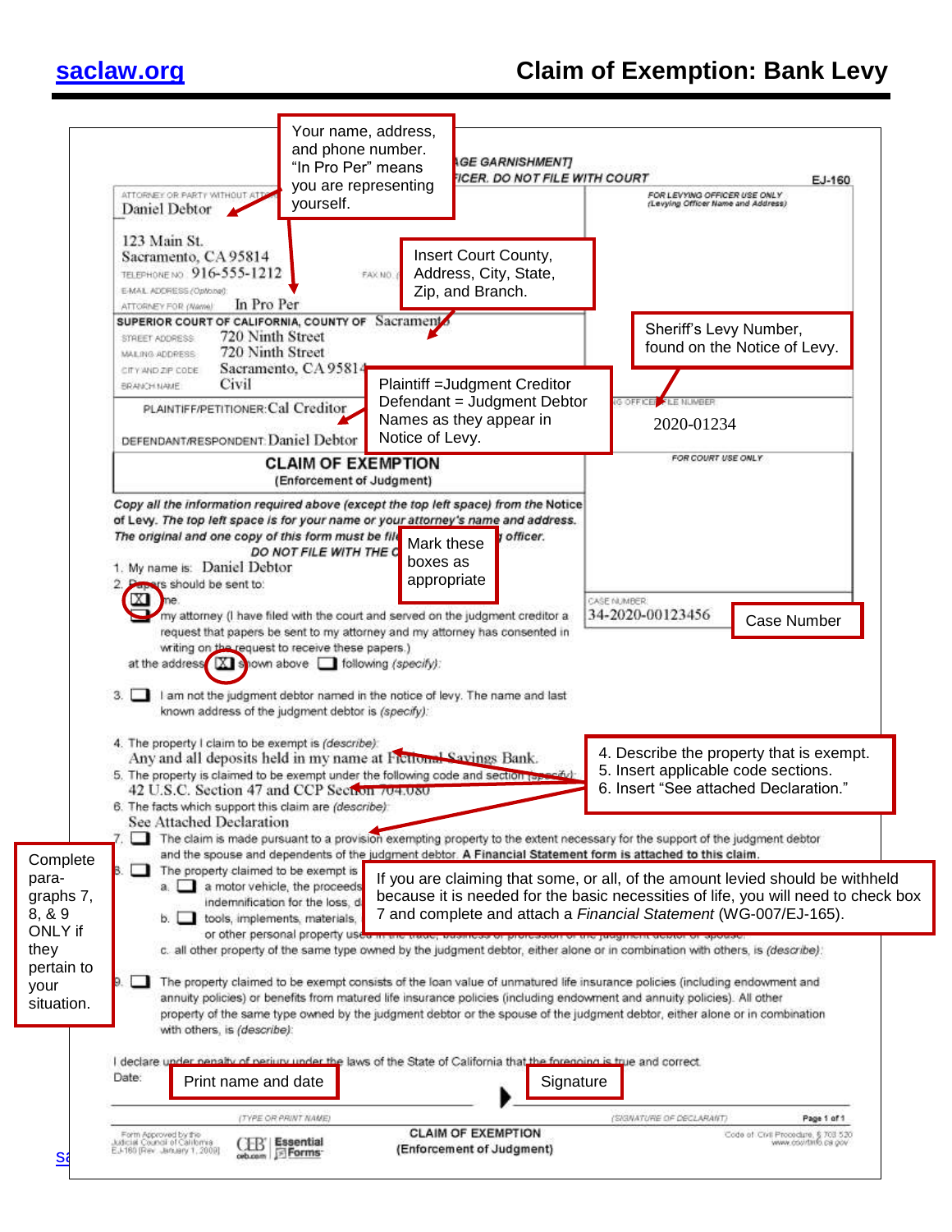# Claim of Exemption: Bank Levy

saclaw.org

**Your name, address, and phone number. "In Pro Per" means you are representing yourself.**

[...AGE GARNISHMENT]
[...FICER. DO NOT FILE WITH COURT]

EJ-160

ATTORNEY OR PARTY WITHOUT ATTORNEY: Daniel Debtor

123 Main St.
Sacramento, CA 95814
TELEPHONE NO.: 916-555-1212 FAX NO.:
E-MAIL ADDRESS (Optional):
ATTORNEY FOR (Name): In Pro Per

FOR LEVYING OFFICER USE ONLY (Levying Officer Name and Address)

**Insert Court County, Address, City, State, Zip, and Branch.**

SUPERIOR COURT OF CALIFORNIA, COUNTY OF Sacramento
STREET ADDRESS: 720 Ninth Street
MAILING ADDRESS: 720 Ninth Street
CITY AND ZIP CODE: Sacramento, CA 95814
BRANCH NAME: Civil

**Sheriff's Levy Number, found on the Notice of Levy.**

PLAINTIFF/PETITIONER: Cal Creditor
DEFENDANT/RESPONDENT: Daniel Debtor

**Plaintiff = Judgment Creditor**
**Defendant = Judgment Debtor**
**Names as they appear in Notice of Levy.**

LEVYING OFFICER FILE NUMBER: 2020-01234

## CLAIM OF EXEMPTION
(Enforcement of Judgment)

FOR COURT USE ONLY

*Copy all the information required above (except the top left space) from the Notice of Levy. The top left space is for your name or your attorney's name and address. The original and one copy of this form must be fil[ed with the levying] officer. DO NOT FILE WITH THE C[OURT.]*

**Mark these boxes as appropriate**

CASE NUMBER: 34-2020-00123456

**Case Number**

1. My name is: Daniel Debtor
2. Papers should be sent to:
   - [X] me.
   - [ ] my attorney (I have filed with the court and served on the judgment creditor a request that papers be sent to my attorney and my attorney has consented in writing on the request to receive these papers.)

   at the address [X] shown above [ ] following (specify):

3. [ ] I am not the judgment debtor named in the notice of levy. The name and last known address of the judgment debtor is (specify):

4. The property I claim to be exempt is (describe):
   Any and all deposits held in my name at Fictional Savings Bank.
5. The property is claimed to be exempt under the following code and section (specify):
   42 U.S.C. Section 47 and CCP Section 704.080
6. The facts which support this claim are (describe):
   See Attached Declaration

**4. Describe the property that is exempt.**
**5. Insert applicable code sections.**
**6. Insert "See attached Declaration."**

**Complete paragraphs 7, 8, & 9 ONLY if they pertain to your situation.**

7. [ ] The claim is made pursuant to a provision exempting property to the extent necessary for the support of the judgment debtor and the spouse and dependents of the judgment debtor. **A Financial Statement form is attached to this claim.**
8. [ ] The property claimed to be exempt is
   - a. [ ] a motor vehicle, the proceeds [...] indemnification for the loss, d[...]
   - b. [ ] tools, implements, materials, [...] or other personal property use[d in the trade, business or profession of the judgment debtor or spouse.]
   - c. all other property of the same type owned by the judgment debtor, either alone or in combination with others, is (describe):

**If you are claiming that some, or all, of the amount levied should be withheld because it is needed for the basic necessities of life, you will need to check box 7 and complete and attach a *Financial Statement* (WG-007/EJ-165).**

9. [ ] The property claimed to be exempt consists of the loan value of unmatured life insurance policies (including endowment and annuity policies) or benefits from matured life insurance policies (including endowment and annuity policies). All other property of the same type owned by the judgment debtor or the spouse of the judgment debtor, either alone or in combination with others, is (describe):

I declare under penalty of perjury under the laws of the State of California that the foregoing is true and correct.
Date:

**Print name and date** **Signature**

(TYPE OR PRINT NAME) (SIGNATURE OF DECLARANT)

Form Approved by the Judicial Council of California EJ-160 [Rev. January 1, 2008]

CLAIM OF EXEMPTION (Enforcement of Judgment)

Code of Civil Procedure, § 703.520 www.courtinfo.ca.gov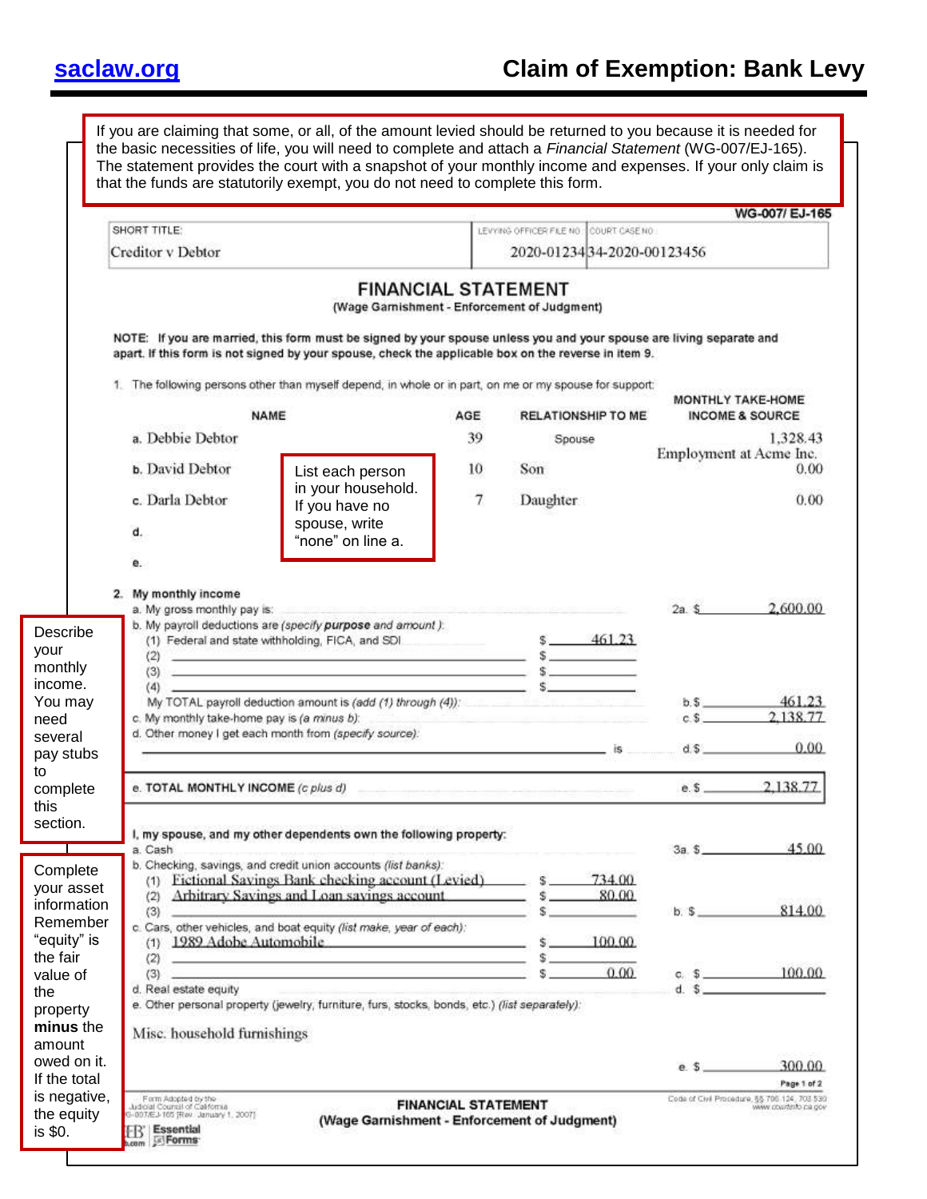**saclaw.org** | **Claim of Exemption: Bank Levy**

If you are claiming that some, or all, of the amount levied should be returned to you because it is needed for the basic necessities of life, you will need to complete and attach a *Financial Statement* (WG-007/EJ-165). The statement provides the court with a snapshot of your monthly income and expenses. If your only claim is that the funds are statutorily exempt, you do not need to complete this form.

**WG-007/ EJ-165**

| SHORT TITLE: | LEVYING OFFICER FILE NO.: | COURT CASE NO.: |
|---|---|---|
| Creditor v Debtor | 2020-01234 | 34-2020-00123456 |

## FINANCIAL STATEMENT
**(Wage Garnishment - Enforcement of Judgment)**

**NOTE: If you are married, this form must be signed by your spouse unless you and your spouse are living separate and apart. If this form is not signed by your spouse, check the applicable box on the reverse in item 9.**

1. The following persons other than myself depend, in whole or in part, on me or my spouse for support:

| | NAME | AGE | RELATIONSHIP TO ME | MONTHLY TAKE-HOME INCOME & SOURCE |
|---|---|---|---|---|
| a. | Debbie Debtor | 39 | Spouse | 1,328.43 Employment at Acme Inc. |
| b. | David Debtor | 10 | Son | 0.00 |
| c. | Darla Debtor | 7 | Daughter | 0.00 |
| d. | | | | |
| e. | | | | |

List each person in your household. If you have no spouse, write "none" on line a.

2. **My monthly income**
   a. My gross monthly pay is: ... 2a. $ 2,600.00
   b. My payroll deductions are (*specify* ***purpose*** *and amount* ):
      (1) Federal and state withholding, FICA, and SDI ... $ 461.23
      (2) ... $
      (3) ... $
      (4) ... $
      My TOTAL payroll deduction amount is (*add (1) through (4)*): ... b. $ 461.23
   c. My monthly take-home pay is (*a minus b*): ... c. $ 2,138.77
   d. Other money I get each month from (*specify source*): ... is ... d. $ 0.00
   e. **TOTAL MONTHLY INCOME** (*c plus d*) ... e. $ 2,138.77

Describe your monthly income. You may need several pay stubs to complete this section.

3. **I, my spouse, and my other dependents own the following property:**
   a. Cash ... 3a. $ 45.00
   b. Checking, savings, and credit union accounts (*list banks*):
      (1) Fictional Savings Bank checking account (Levied) ... $ 734.00
      (2) Arbitrary Savings and Loan savings account ... $ 80.00
      (3) ... $ ... b. $ 814.00
   c. Cars, other vehicles, and boat equity (*list make, year of each*):
      (1) 1989 Adobe Automobile ... $ 100.00
      (2) ... $
      (3) ... $ 0.00 ... c. $ 100.00
   d. Real estate equity ... d. $
   e. Other personal property (jewelry, furniture, furs, stocks, bonds, etc.) (*list separately*):
      Misc. household furnishings ... e. $ 300.00

Complete your asset information. Remember "equity" is the fair value of the property **minus** the amount owed on it. If the total is negative, the equity is $0.

Form Adopted by the Judicial Council of California WG-007/EJ-165 [Rev. January 1, 2007]

**FINANCIAL STATEMENT**
**(Wage Garnishment - Enforcement of Judgment)**

Code of Civil Procedure, §§ 706.124, 703.530 www.courtinfo.ca.gov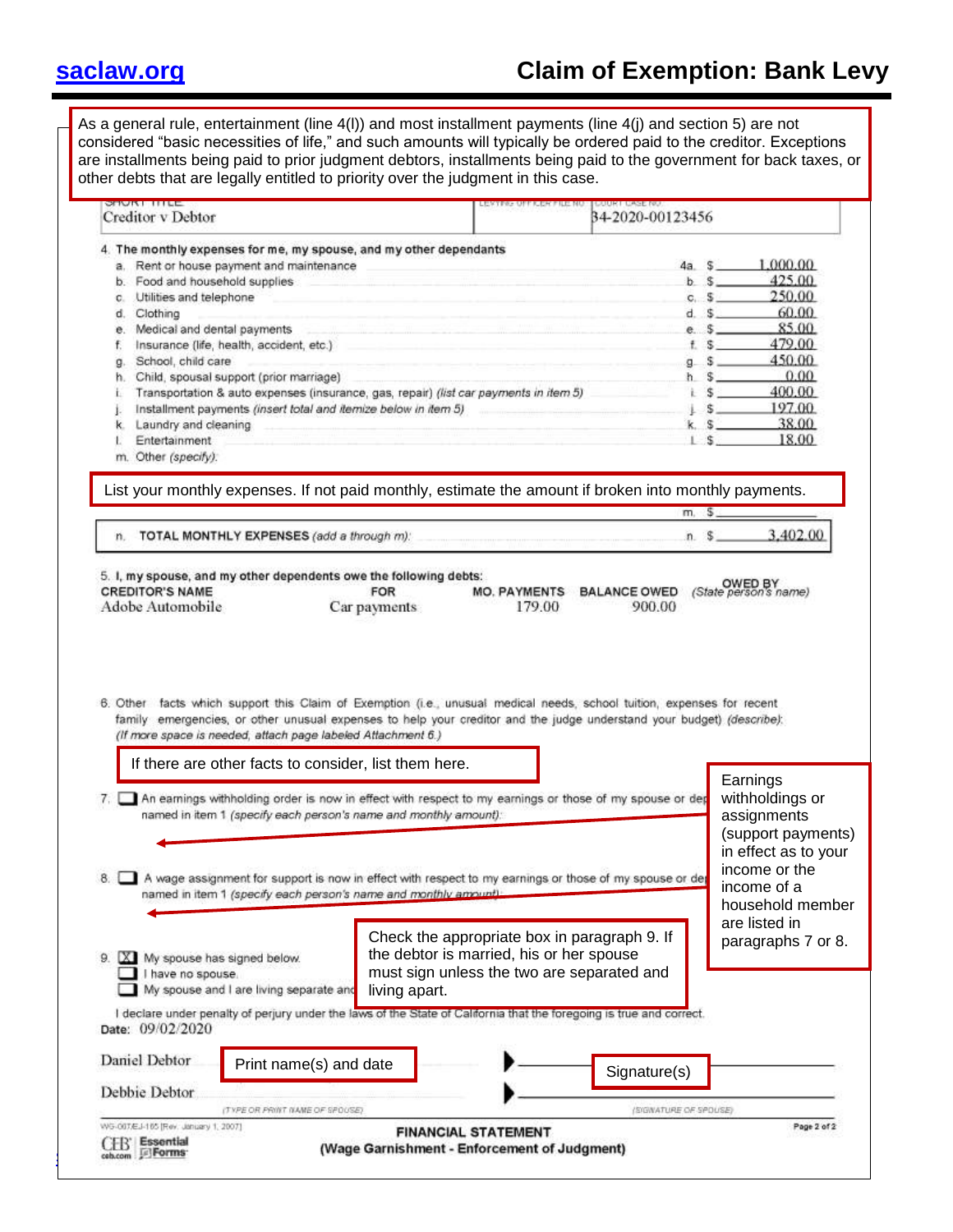As a general rule, entertainment (line 4(l)) and most installment payments (line 4(j) and section 5) are not considered "basic necessities of life," and such amounts will typically be ordered paid to the creditor. Exceptions are installments being paid to prior judgment debtors, installments being paid to the government for back taxes, or other debts that are legally entitled to priority over the judgment in this case.

| SHORT TITLE | LEVYING OFFICER FILE NO. | COURT CASE NO. |
|---|---|---|
| Creditor v Debtor | | 34-2020-00123456 |

4. **The monthly expenses for me, my spouse, and my other dependants**

| | | | |
|---|---|---|---|
| a. | Rent or house payment and maintenance | 4a. | $ 1,000.00 |
| b. | Food and household supplies | b. | $ 425.00 |
| c. | Utilities and telephone | c. | $ 250.00 |
| d. | Clothing | d. | $ 60.00 |
| e. | Medical and dental payments | e. | $ 85.00 |
| f. | Insurance (life, health, accident, etc.) | f. | $ 479.00 |
| g. | School, child care | g. | $ 450.00 |
| h. | Child, spousal support (prior marriage) | h. | $ 0.00 |
| i. | Transportation & auto expenses (insurance, gas, repair) *(list car payments in item 5)* | i. | $ 400.00 |
| j. | Installment payments *(insert total and itemize below in item 5)* | j. | $ 197.00 |
| k. | Laundry and cleaning | k. | $ 38.00 |
| l. | Entertainment | l. | $ 18.00 |
| m. | Other *(specify)*: | m. | $ |
| n. | **TOTAL MONTHLY EXPENSES** *(add a through m)*: | n. | $ 3,402.00 |

List your monthly expenses. If not paid monthly, estimate the amount if broken into monthly payments.

5. **I, my spouse, and my other dependents owe the following debts:**

| CREDITOR'S NAME | FOR | MO. PAYMENTS | BALANCE OWED | OWED BY *(State person's name)* |
|---|---|---|---|---|
| Adobe Automobile | Car payments | 179.00 | 900.00 | |

6. Other facts which support this Claim of Exemption (i.e., unusual medical needs, school tuition, expenses for recent family emergencies, or other unusual expenses to help your creditor and the judge understand your budget) *(describe)*: *(If more space is needed, attach page labeled Attachment 6.)*

If there are other facts to consider, list them here.

7. ☐ An earnings withholding order is now in effect with respect to my earnings or those of my spouse or dependents named in item 1 *(specify each person's name and monthly amount)*:

8. ☐ A wage assignment for support is now in effect with respect to my earnings or those of my spouse or dependents named in item 1 *(specify each person's name and monthly amount)*:

Earnings withholdings or assignments (support payments) in effect as to your income or the income of a household member are listed in paragraphs 7 or 8.

9. ☒ My spouse has signed below.
☐ I have no spouse.
☐ My spouse and I are living separate and apart.

Check the appropriate box in paragraph 9. If the debtor is married, his or her spouse must sign unless the two are separated and living apart.

I declare under penalty of perjury under the laws of the State of California that the foregoing is true and correct.

Date: 09/02/2020

Daniel Debtor ▶ ____________________

Debbie Debtor ▶ ____________________

(TYPE OR PRINT NAME OF SPOUSE) (SIGNATURE OF SPOUSE)

Print name(s) and date

Signature(s)

**FINANCIAL STATEMENT**
**(Wage Garnishment - Enforcement of Judgment)**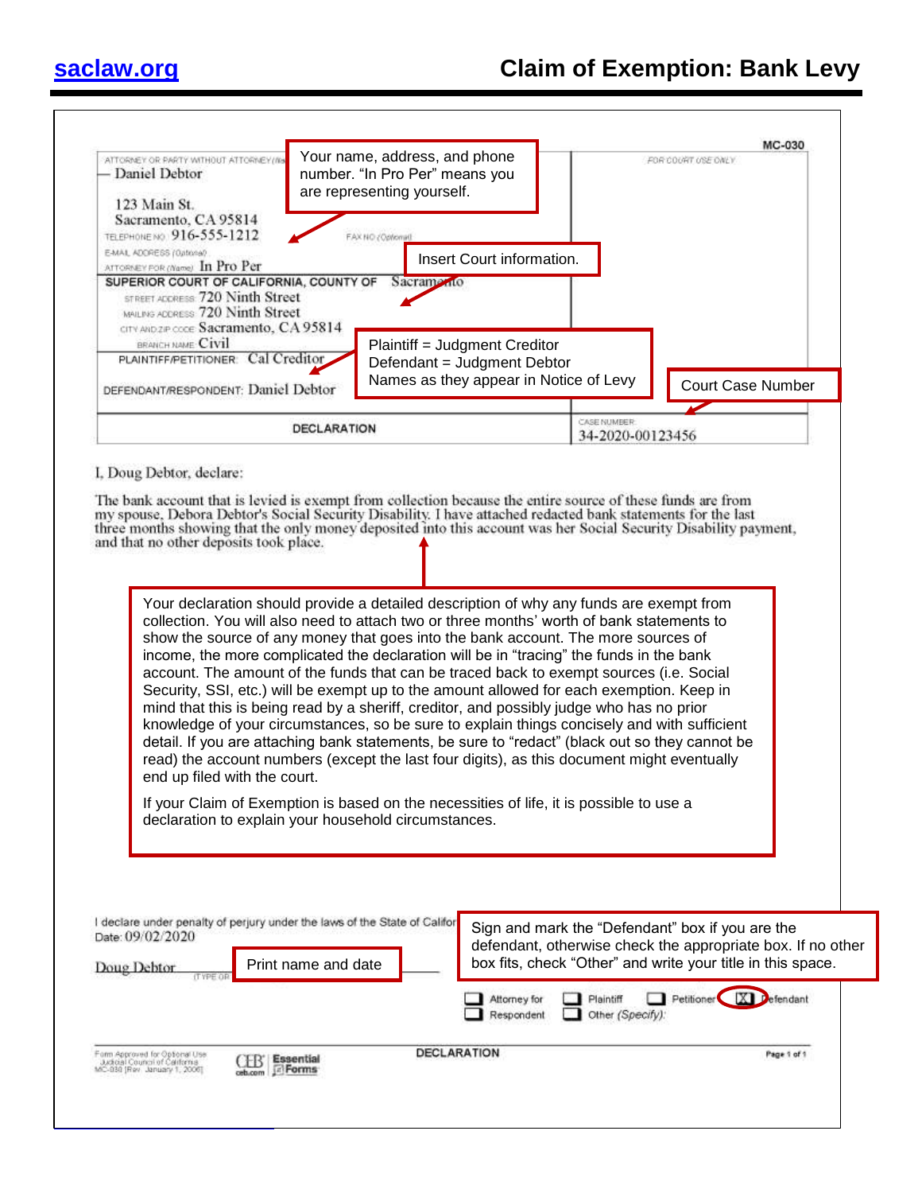# Claim of Exemption: Bank Levy

saclaw.org

MC-030

ATTORNEY OR PARTY WITHOUT ATTORNEY (Name):
Daniel Debtor
123 Main St.
Sacramento, CA 95814
TELEPHONE NO: 916-555-1212
FAX NO (Optional):
E-MAIL ADDRESS (Optional):
ATTORNEY FOR (Name): In Pro Per

FOR COURT USE ONLY

> Your name, address, and phone number. "In Pro Per" means you are representing yourself.

SUPERIOR COURT OF CALIFORNIA, COUNTY OF Sacramento
STREET ADDRESS: 720 Ninth Street
MAILING ADDRESS: 720 Ninth Street
CITY AND ZIP CODE: Sacramento, CA 95814
BRANCH NAME: Civil

> Insert Court information.

PLAINTIFF/PETITIONER: Cal Creditor

DEFENDANT/RESPONDENT: Daniel Debtor

> Plaintiff = Judgment Creditor
> Defendant = Judgment Debtor
> Names as they appear in Notice of Levy

DECLARATION

CASE NUMBER: 34-2020-00123456

> Court Case Number

I, Doug Debtor, declare:

The bank account that is levied is exempt from collection because the entire source of these funds are from my spouse, Debora Debtor's Social Security Disability. I have attached redacted bank statements for the last three months showing that the only money deposited into this account was her Social Security Disability payment, and that no other deposits took place.

> Your declaration should provide a detailed description of why any funds are exempt from collection. You will also need to attach two or three months' worth of bank statements to show the source of any money that goes into the bank account. The more sources of income, the more complicated the declaration will be in "tracing" the funds in the bank account. The amount of the funds that can be traced back to exempt sources (i.e. Social Security, SSI, etc.) will be exempt up to the amount allowed for each exemption. Keep in mind that this is being read by a sheriff, creditor, and possibly judge who has no prior knowledge of your circumstances, so be sure to explain things concisely and with sufficient detail. If you are attaching bank statements, be sure to "redact" (black out so they cannot be read) the account numbers (except the last four digits), as this document might eventually end up filed with the court.
>
> If your Claim of Exemption is based on the necessities of life, it is possible to use a declaration to explain your household circumstances.

I declare under penalty of perjury under the laws of the State of Califor[nia]...
Date: 09/02/2020

Doug Debtor (TYPE OR...)

> Print name and date

> Sign and mark the "Defendant" box if you are the defendant, otherwise check the appropriate box. If no other box fits, check "Other" and write your title in this space.

☐ Attorney for ☐ Plaintiff ☐ Petitioner ☒ Defendant
☐ Respondent ☐ Other (Specify):

Form Approved for Optional Use
Judicial Council of California
MC-030 [Rev. January 1, 2006]

CEB ceb.com | Essential Forms

DECLARATION